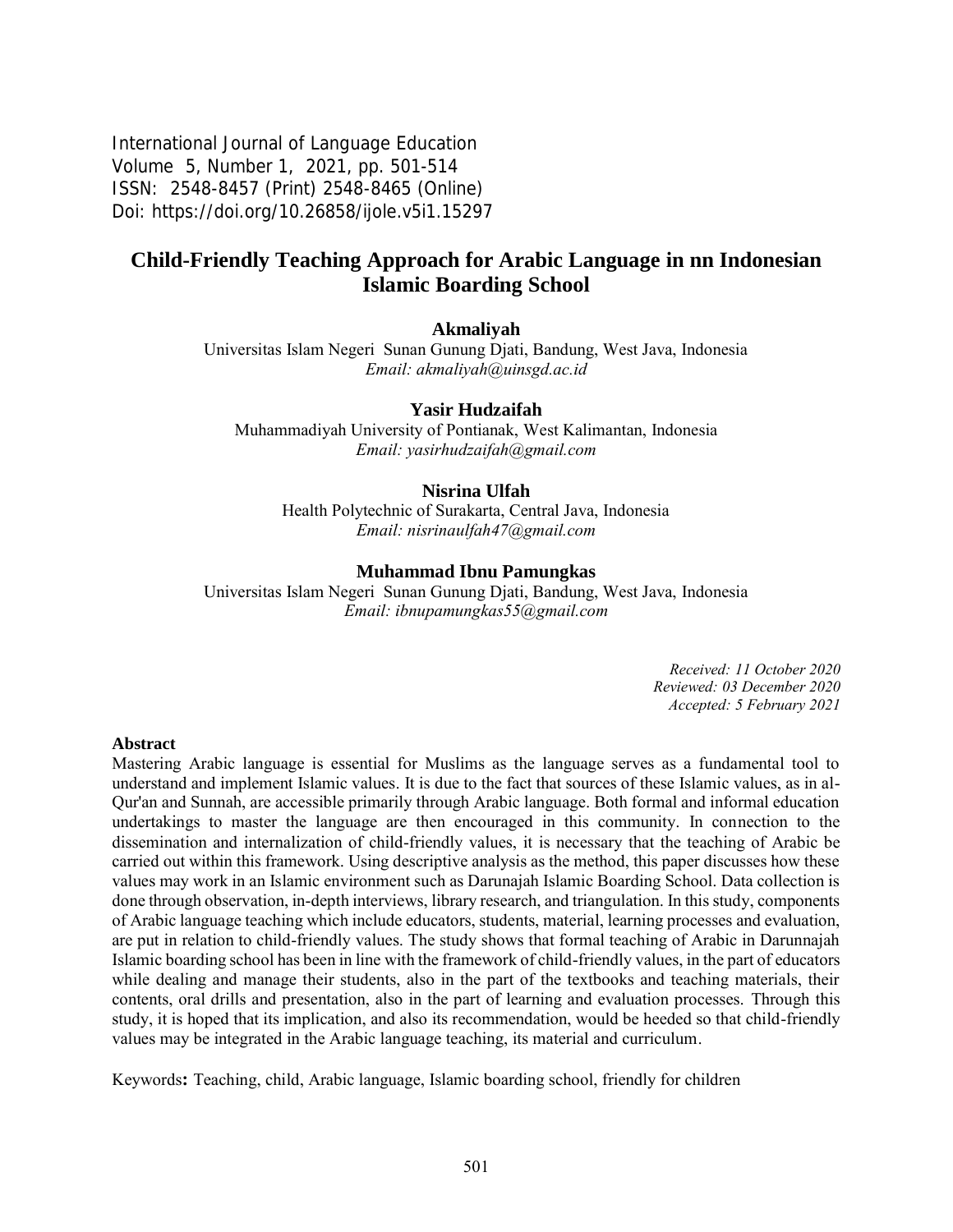International Journal of Language Education
Volume 5, Number 1, 2021, pp. 501-514
ISSN: 2548-8457 (Print) 2548-8465 (Online)
Doi: https://doi.org/10.26858/ijole.v5i1.15297

# Child-Friendly Teaching Approach for Arabic Language in nn Indonesian Islamic Boarding School

**Akmaliyah**
Universitas Islam Negeri Sunan Gunung Djati, Bandung, West Java, Indonesia
*Email: akmaliyah@uinsgd.ac.id*

**Yasir Hudzaifah**
Muhammadiyah University of Pontianak, West Kalimantan, Indonesia
*Email: yasirhudzaifah@gmail.com*

**Nisrina Ulfah**
Health Polytechnic of Surakarta, Central Java, Indonesia
*Email: nisrinaulfah47@gmail.com*

**Muhammad Ibnu Pamungkas**
Universitas Islam Negeri Sunan Gunung Djati, Bandung, West Java, Indonesia
*Email: ibnupamungkas55@gmail.com*

*Received: 11 October 2020*
*Reviewed: 03 December 2020*
*Accepted: 5 February 2021*

**Abstract**

Mastering Arabic language is essential for Muslims as the language serves as a fundamental tool to understand and implement Islamic values. It is due to the fact that sources of these Islamic values, as in al-Qur'an and Sunnah, are accessible primarily through Arabic language. Both formal and informal education undertakings to master the language are then encouraged in this community. In connection to the dissemination and internalization of child-friendly values, it is necessary that the teaching of Arabic be carried out within this framework. Using descriptive analysis as the method, this paper discusses how these values may work in an Islamic environment such as Darunajah Islamic Boarding School. Data collection is done through observation, in-depth interviews, library research, and triangulation. In this study, components of Arabic language teaching which include educators, students, material, learning processes and evaluation, are put in relation to child-friendly values. The study shows that formal teaching of Arabic in Darunnajah Islamic boarding school has been in line with the framework of child-friendly values, in the part of educators while dealing and manage their students, also in the part of the textbooks and teaching materials, their contents, oral drills and presentation, also in the part of learning and evaluation processes. Through this study, it is hoped that its implication, and also its recommendation, would be heeded so that child-friendly values may be integrated in the Arabic language teaching, its material and curriculum.

Keywords**:** Teaching, child, Arabic language, Islamic boarding school, friendly for children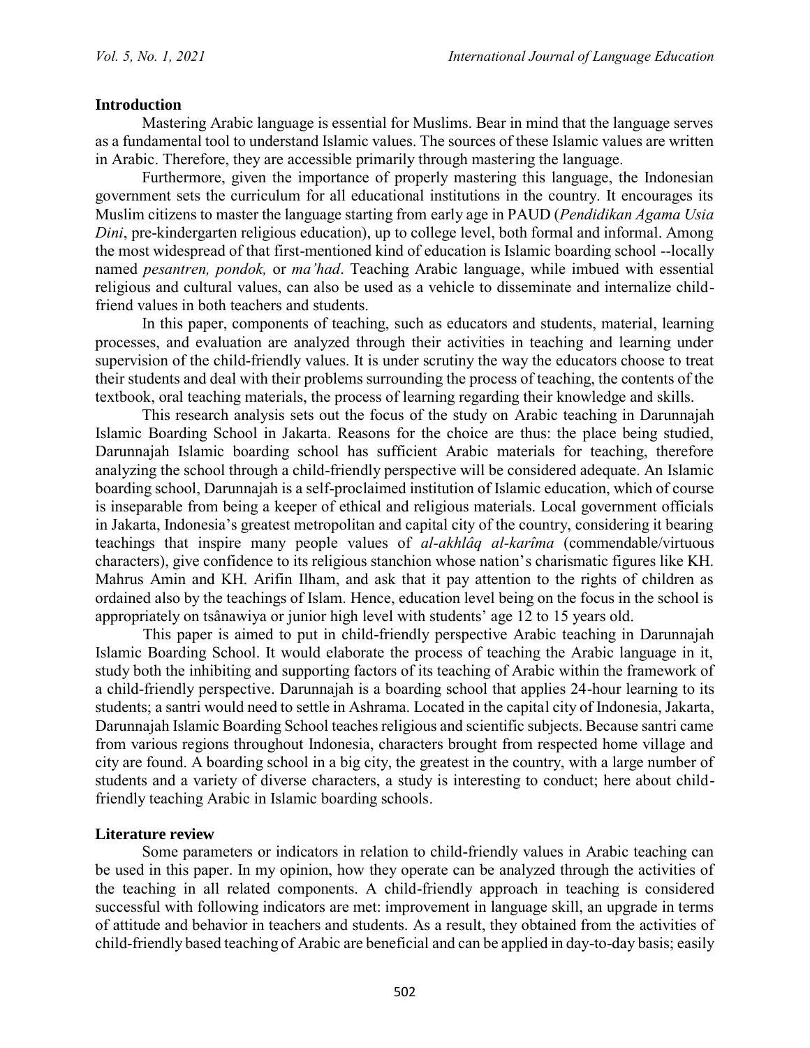## Introduction

Mastering Arabic language is essential for Muslims. Bear in mind that the language serves as a fundamental tool to understand Islamic values. The sources of these Islamic values are written in Arabic. Therefore, they are accessible primarily through mastering the language.

Furthermore, given the importance of properly mastering this language, the Indonesian government sets the curriculum for all educational institutions in the country. It encourages its Muslim citizens to master the language starting from early age in PAUD (*Pendidikan Agama Usia Dini*, pre-kindergarten religious education), up to college level, both formal and informal. Among the most widespread of that first-mentioned kind of education is Islamic boarding school --locally named *pesantren, pondok,* or *ma'had*. Teaching Arabic language, while imbued with essential religious and cultural values, can also be used as a vehicle to disseminate and internalize child-friend values in both teachers and students.

In this paper, components of teaching, such as educators and students, material, learning processes, and evaluation are analyzed through their activities in teaching and learning under supervision of the child-friendly values. It is under scrutiny the way the educators choose to treat their students and deal with their problems surrounding the process of teaching, the contents of the textbook, oral teaching materials, the process of learning regarding their knowledge and skills.

This research analysis sets out the focus of the study on Arabic teaching in Darunnajah Islamic Boarding School in Jakarta. Reasons for the choice are thus: the place being studied, Darunnajah Islamic boarding school has sufficient Arabic materials for teaching, therefore analyzing the school through a child-friendly perspective will be considered adequate. An Islamic boarding school, Darunnajah is a self-proclaimed institution of Islamic education, which of course is inseparable from being a keeper of ethical and religious materials. Local government officials in Jakarta, Indonesia's greatest metropolitan and capital city of the country, considering it bearing teachings that inspire many people values of *al-akhlâq al-karîma* (commendable/virtuous characters), give confidence to its religious stanchion whose nation's charismatic figures like KH. Mahrus Amin and KH. Arifin Ilham, and ask that it pay attention to the rights of children as ordained also by the teachings of Islam. Hence, education level being on the focus in the school is appropriately on tsânawiya or junior high level with students' age 12 to 15 years old.

This paper is aimed to put in child-friendly perspective Arabic teaching in Darunnajah Islamic Boarding School. It would elaborate the process of teaching the Arabic language in it, study both the inhibiting and supporting factors of its teaching of Arabic within the framework of a child-friendly perspective. Darunnajah is a boarding school that applies 24-hour learning to its students; a santri would need to settle in Ashrama. Located in the capital city of Indonesia, Jakarta, Darunnajah Islamic Boarding School teaches religious and scientific subjects. Because santri came from various regions throughout Indonesia, characters brought from respected home village and city are found. A boarding school in a big city, the greatest in the country, with a large number of students and a variety of diverse characters, a study is interesting to conduct; here about child-friendly teaching Arabic in Islamic boarding schools.

## Literature review

Some parameters or indicators in relation to child-friendly values in Arabic teaching can be used in this paper. In my opinion, how they operate can be analyzed through the activities of the teaching in all related components. A child-friendly approach in teaching is considered successful with following indicators are met: improvement in language skill, an upgrade in terms of attitude and behavior in teachers and students. As a result, they obtained from the activities of child-friendly based teaching of Arabic are beneficial and can be applied in day-to-day basis; easily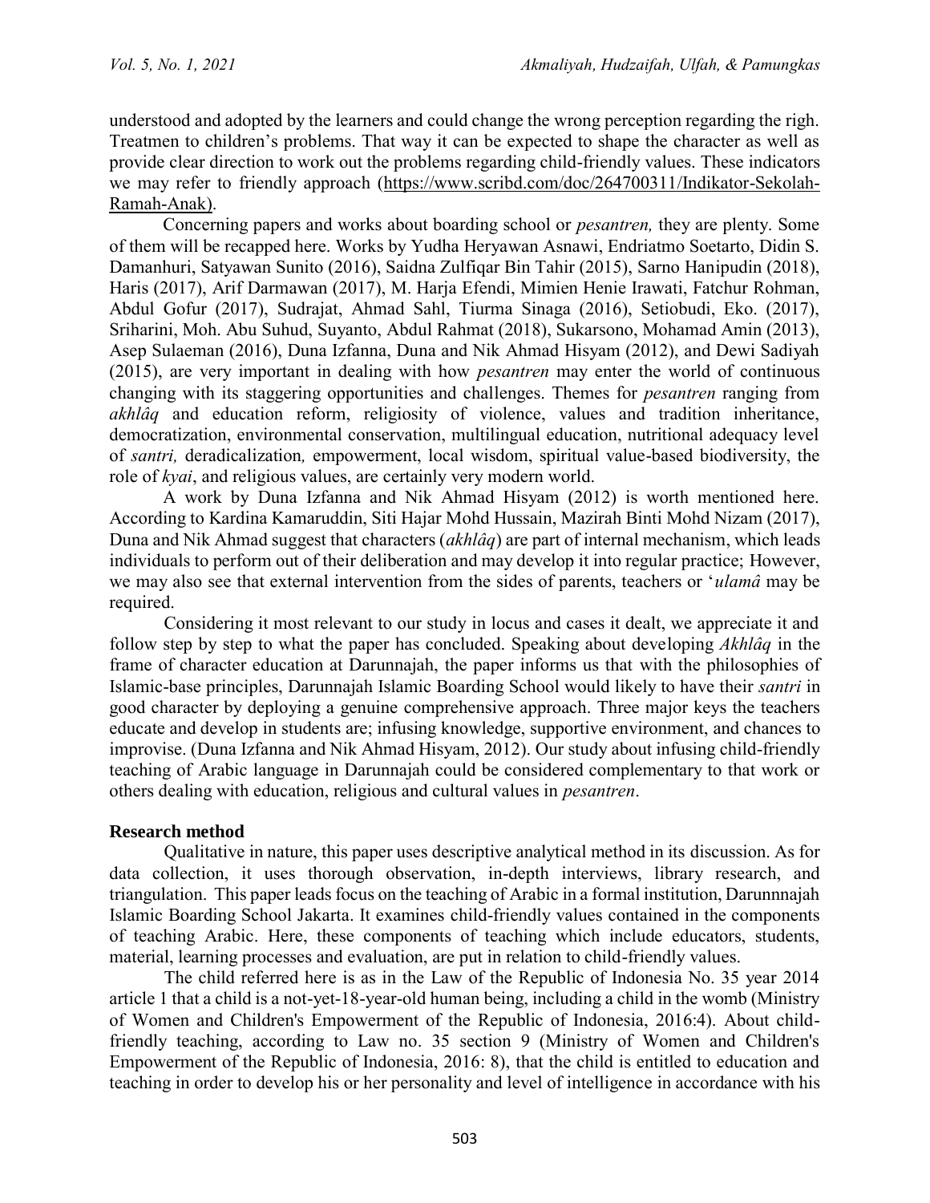understood and adopted by the learners and could change the wrong perception regarding the righ. Treatmen to children's problems. That way it can be expected to shape the character as well as provide clear direction to work out the problems regarding child-friendly values. These indicators we may refer to friendly approach (https://www.scribd.com/doc/264700311/Indikator-Sekolah-Ramah-Anak).

Concerning papers and works about boarding school or *pesantren,* they are plenty. Some of them will be recapped here. Works by Yudha Heryawan Asnawi, Endriatmo Soetarto, Didin S. Damanhuri, Satyawan Sunito (2016), Saidna Zulfiqar Bin Tahir (2015), Sarno Hanipudin (2018), Haris (2017), Arif Darmawan (2017), M. Harja Efendi, Mimien Henie Irawati, Fatchur Rohman, Abdul Gofur (2017), Sudrajat, Ahmad Sahl, Tiurma Sinaga (2016), Setiobudi, Eko. (2017), Sriharini, Moh. Abu Suhud, Suyanto, Abdul Rahmat (2018), Sukarsono, Mohamad Amin (2013), Asep Sulaeman (2016), Duna Izfanna, Duna and Nik Ahmad Hisyam (2012), and Dewi Sadiyah (2015), are very important in dealing with how *pesantren* may enter the world of continuous changing with its staggering opportunities and challenges. Themes for *pesantren* ranging from *akhlâq* and education reform, religiosity of violence, values and tradition inheritance, democratization, environmental conservation, multilingual education, nutritional adequacy level of *santri,* deradicalization*,* empowerment, local wisdom, spiritual value-based biodiversity, the role of *kyai*, and religious values, are certainly very modern world.

A work by Duna Izfanna and Nik Ahmad Hisyam (2012) is worth mentioned here. According to Kardina Kamaruddin, Siti Hajar Mohd Hussain, Mazirah Binti Mohd Nizam (2017), Duna and Nik Ahmad suggest that characters (*akhlâq*) are part of internal mechanism, which leads individuals to perform out of their deliberation and may develop it into regular practice; However, we may also see that external intervention from the sides of parents, teachers or '*ulamâ* may be required.

Considering it most relevant to our study in locus and cases it dealt, we appreciate it and follow step by step to what the paper has concluded. Speaking about developing *Akhlâq* in the frame of character education at Darunnajah, the paper informs us that with the philosophies of Islamic-base principles, Darunnajah Islamic Boarding School would likely to have their *santri* in good character by deploying a genuine comprehensive approach. Three major keys the teachers educate and develop in students are; infusing knowledge, supportive environment, and chances to improvise. (Duna Izfanna and Nik Ahmad Hisyam, 2012). Our study about infusing child-friendly teaching of Arabic language in Darunnajah could be considered complementary to that work or others dealing with education, religious and cultural values in *pesantren*.

**Research method**

Qualitative in nature, this paper uses descriptive analytical method in its discussion. As for data collection, it uses thorough observation, in-depth interviews, library research, and triangulation. This paper leads focus on the teaching of Arabic in a formal institution, Darunnnajah Islamic Boarding School Jakarta. It examines child-friendly values contained in the components of teaching Arabic. Here, these components of teaching which include educators, students, material, learning processes and evaluation, are put in relation to child-friendly values.

The child referred here is as in the Law of the Republic of Indonesia No. 35 year 2014 article 1 that a child is a not-yet-18-year-old human being, including a child in the womb (Ministry of Women and Children's Empowerment of the Republic of Indonesia, 2016:4). About child-friendly teaching, according to Law no. 35 section 9 (Ministry of Women and Children's Empowerment of the Republic of Indonesia, 2016: 8), that the child is entitled to education and teaching in order to develop his or her personality and level of intelligence in accordance with his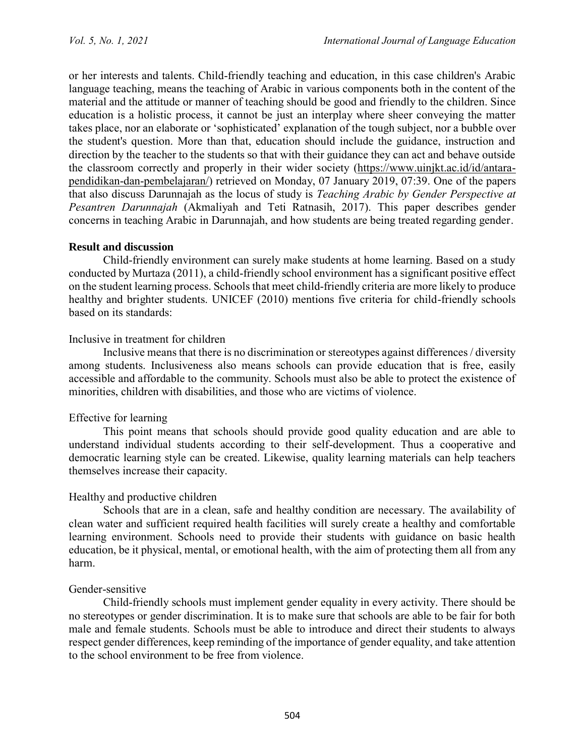or her interests and talents. Child-friendly teaching and education, in this case children's Arabic language teaching, means the teaching of Arabic in various components both in the content of the material and the attitude or manner of teaching should be good and friendly to the children. Since education is a holistic process, it cannot be just an interplay where sheer conveying the matter takes place, nor an elaborate or 'sophisticated' explanation of the tough subject, nor a bubble over the student's question. More than that, education should include the guidance, instruction and direction by the teacher to the students so that with their guidance they can act and behave outside the classroom correctly and properly in their wider society (https://www.uinjkt.ac.id/id/antara-pendidikan-dan-pembelajaran/) retrieved on Monday, 07 January 2019, 07:39. One of the papers that also discuss Darunnajah as the locus of study is *Teaching Arabic by Gender Perspective at Pesantren Darunnajah* (Akmaliyah and Teti Ratnasih, 2017). This paper describes gender concerns in teaching Arabic in Darunnajah, and how students are being treated regarding gender.

## Result and discussion

Child-friendly environment can surely make students at home learning. Based on a study conducted by Murtaza (2011), a child-friendly school environment has a significant positive effect on the student learning process. Schools that meet child-friendly criteria are more likely to produce healthy and brighter students. UNICEF (2010) mentions five criteria for child-friendly schools based on its standards:

### Inclusive in treatment for children

Inclusive means that there is no discrimination or stereotypes against differences / diversity among students. Inclusiveness also means schools can provide education that is free, easily accessible and affordable to the community. Schools must also be able to protect the existence of minorities, children with disabilities, and those who are victims of violence.

### Effective for learning

This point means that schools should provide good quality education and are able to understand individual students according to their self-development. Thus a cooperative and democratic learning style can be created. Likewise, quality learning materials can help teachers themselves increase their capacity.

### Healthy and productive children

Schools that are in a clean, safe and healthy condition are necessary. The availability of clean water and sufficient required health facilities will surely create a healthy and comfortable learning environment. Schools need to provide their students with guidance on basic health education, be it physical, mental, or emotional health, with the aim of protecting them all from any harm.

### Gender-sensitive

Child-friendly schools must implement gender equality in every activity. There should be no stereotypes or gender discrimination. It is to make sure that schools are able to be fair for both male and female students. Schools must be able to introduce and direct their students to always respect gender differences, keep reminding of the importance of gender equality, and take attention to the school environment to be free from violence.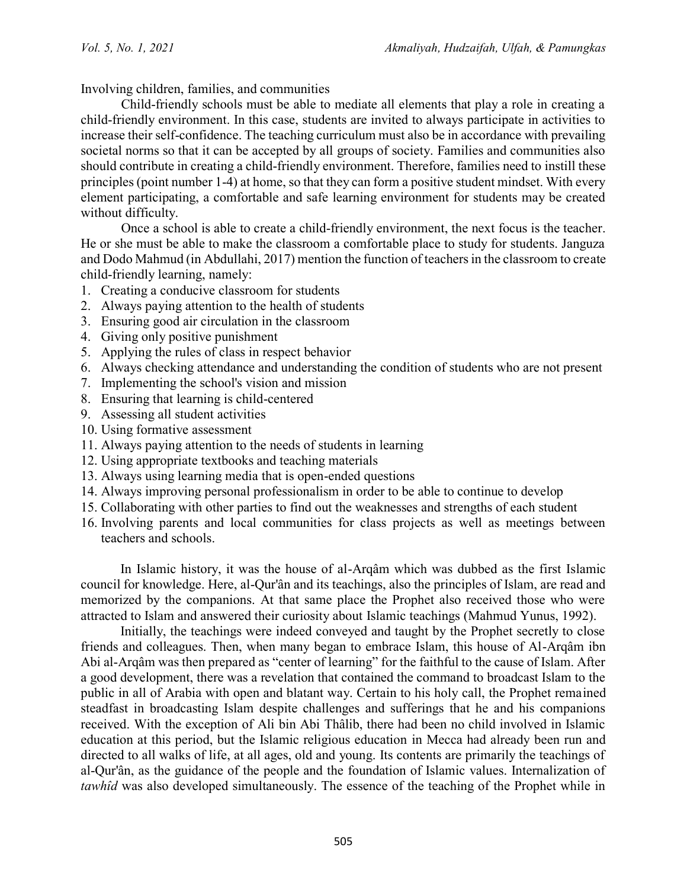Involving children, families, and communities

Child-friendly schools must be able to mediate all elements that play a role in creating a child-friendly environment. In this case, students are invited to always participate in activities to increase their self-confidence. The teaching curriculum must also be in accordance with prevailing societal norms so that it can be accepted by all groups of society. Families and communities also should contribute in creating a child-friendly environment. Therefore, families need to instill these principles (point number 1-4) at home, so that they can form a positive student mindset. With every element participating, a comfortable and safe learning environment for students may be created without difficulty.

Once a school is able to create a child-friendly environment, the next focus is the teacher. He or she must be able to make the classroom a comfortable place to study for students. Janguza and Dodo Mahmud (in Abdullahi, 2017) mention the function of teachers in the classroom to create child-friendly learning, namely:

1. Creating a conducive classroom for students
2. Always paying attention to the health of students
3. Ensuring good air circulation in the classroom
4. Giving only positive punishment
5. Applying the rules of class in respect behavior
6. Always checking attendance and understanding the condition of students who are not present
7. Implementing the school's vision and mission
8. Ensuring that learning is child-centered
9. Assessing all student activities
10. Using formative assessment
11. Always paying attention to the needs of students in learning
12. Using appropriate textbooks and teaching materials
13. Always using learning media that is open-ended questions
14. Always improving personal professionalism in order to be able to continue to develop
15. Collaborating with other parties to find out the weaknesses and strengths of each student
16. Involving parents and local communities for class projects as well as meetings between teachers and schools.

In Islamic history, it was the house of al-Arqâm which was dubbed as the first Islamic council for knowledge. Here, al-Qur'ân and its teachings, also the principles of Islam, are read and memorized by the companions. At that same place the Prophet also received those who were attracted to Islam and answered their curiosity about Islamic teachings (Mahmud Yunus, 1992).

Initially, the teachings were indeed conveyed and taught by the Prophet secretly to close friends and colleagues. Then, when many began to embrace Islam, this house of Al-Arqâm ibn Abi al-Arqâm was then prepared as "center of learning" for the faithful to the cause of Islam. After a good development, there was a revelation that contained the command to broadcast Islam to the public in all of Arabia with open and blatant way. Certain to his holy call, the Prophet remained steadfast in broadcasting Islam despite challenges and sufferings that he and his companions received. With the exception of Ali bin Abi Thâlib, there had been no child involved in Islamic education at this period, but the Islamic religious education in Mecca had already been run and directed to all walks of life, at all ages, old and young. Its contents are primarily the teachings of al-Qur'ân, as the guidance of the people and the foundation of Islamic values. Internalization of *tawhîd* was also developed simultaneously. The essence of the teaching of the Prophet while in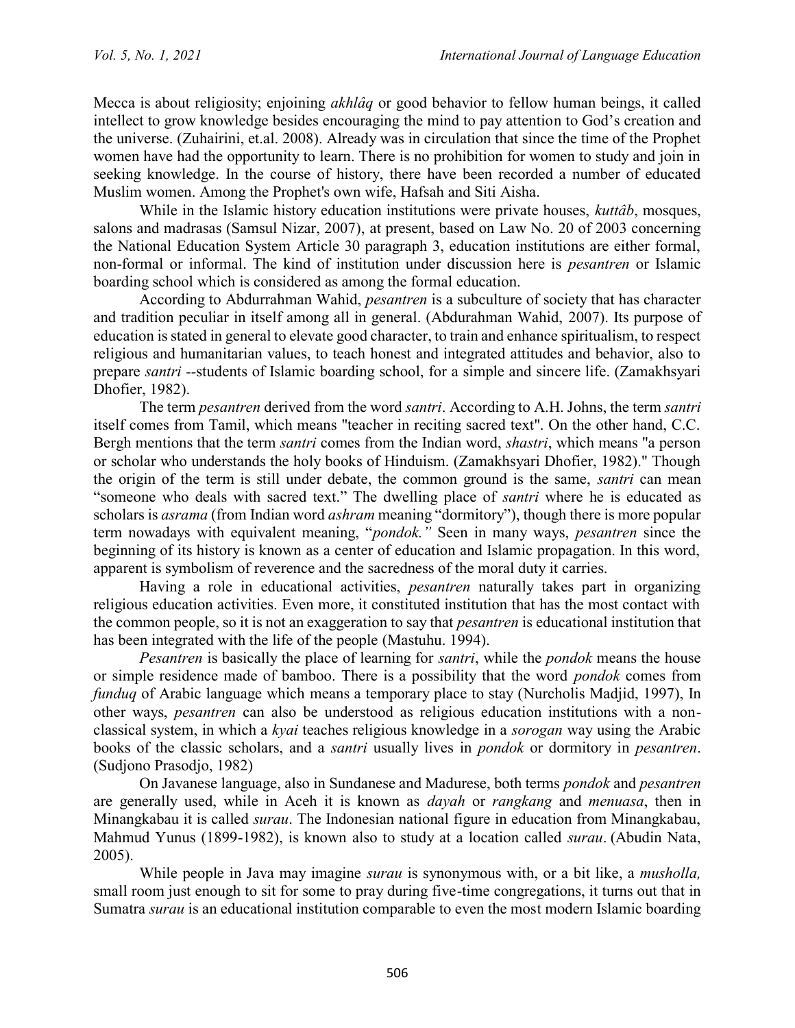Mecca is about religiosity; enjoining *akhlâq* or good behavior to fellow human beings, it called intellect to grow knowledge besides encouraging the mind to pay attention to God's creation and the universe. (Zuhairini, et.al. 2008). Already was in circulation that since the time of the Prophet women have had the opportunity to learn. There is no prohibition for women to study and join in seeking knowledge. In the course of history, there have been recorded a number of educated Muslim women. Among the Prophet's own wife, Hafsah and Siti Aisha.

While in the Islamic history education institutions were private houses, *kuttâb*, mosques, salons and madrasas (Samsul Nizar, 2007), at present, based on Law No. 20 of 2003 concerning the National Education System Article 30 paragraph 3, education institutions are either formal, non-formal or informal. The kind of institution under discussion here is *pesantren* or Islamic boarding school which is considered as among the formal education.

According to Abdurrahman Wahid, *pesantren* is a subculture of society that has character and tradition peculiar in itself among all in general. (Abdurahman Wahid, 2007). Its purpose of education is stated in general to elevate good character, to train and enhance spiritualism, to respect religious and humanitarian values, to teach honest and integrated attitudes and behavior, also to prepare *santri* --students of Islamic boarding school, for a simple and sincere life. (Zamakhsyari Dhofier, 1982).

The term *pesantren* derived from the word *santri*. According to A.H. Johns, the term *santri* itself comes from Tamil, which means "teacher in reciting sacred text". On the other hand, C.C. Bergh mentions that the term *santri* comes from the Indian word, *shastri*, which means "a person or scholar who understands the holy books of Hinduism. (Zamakhsyari Dhofier, 1982)." Though the origin of the term is still under debate, the common ground is the same, *santri* can mean "someone who deals with sacred text." The dwelling place of *santri* where he is educated as scholars is *asrama* (from Indian word *ashram* meaning "dormitory"), though there is more popular term nowadays with equivalent meaning, "*pondok."* Seen in many ways, *pesantren* since the beginning of its history is known as a center of education and Islamic propagation. In this word, apparent is symbolism of reverence and the sacredness of the moral duty it carries.

Having a role in educational activities, *pesantren* naturally takes part in organizing religious education activities. Even more, it constituted institution that has the most contact with the common people, so it is not an exaggeration to say that *pesantren* is educational institution that has been integrated with the life of the people (Mastuhu. 1994).

*Pesantren* is basically the place of learning for *santri*, while the *pondok* means the house or simple residence made of bamboo. There is a possibility that the word *pondok* comes from *funduq* of Arabic language which means a temporary place to stay (Nurcholis Madjid, 1997), In other ways, *pesantren* can also be understood as religious education institutions with a non-classical system, in which a *kyai* teaches religious knowledge in a *sorogan* way using the Arabic books of the classic scholars, and a *santri* usually lives in *pondok* or dormitory in *pesantren*. (Sudjono Prasodjo, 1982)

On Javanese language, also in Sundanese and Madurese, both terms *pondok* and *pesantren* are generally used, while in Aceh it is known as *dayah* or *rangkang* and *menuasa*, then in Minangkabau it is called *surau*. The Indonesian national figure in education from Minangkabau, Mahmud Yunus (1899-1982), is known also to study at a location called *surau*. (Abudin Nata, 2005).

While people in Java may imagine *surau* is synonymous with, or a bit like, a *musholla,* small room just enough to sit for some to pray during five-time congregations, it turns out that in Sumatra *surau* is an educational institution comparable to even the most modern Islamic boarding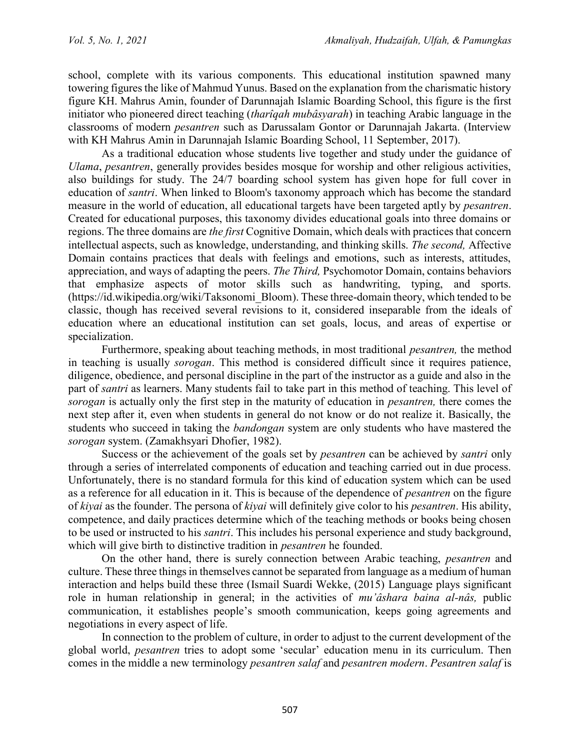school, complete with its various components. This educational institution spawned many towering figures the like of Mahmud Yunus. Based on the explanation from the charismatic history figure KH. Mahrus Amin, founder of Darunnajah Islamic Boarding School, this figure is the first initiator who pioneered direct teaching (*tharîqah mubâsyarah*) in teaching Arabic language in the classrooms of modern *pesantren* such as Darussalam Gontor or Darunnajah Jakarta. (Interview with KH Mahrus Amin in Darunnajah Islamic Boarding School, 11 September, 2017).

As a traditional education whose students live together and study under the guidance of *Ulama*, *pesantren*, generally provides besides mosque for worship and other religious activities, also buildings for study. The 24/7 boarding school system has given hope for full cover in education of *santri*. When linked to Bloom's taxonomy approach which has become the standard measure in the world of education, all educational targets have been targeted aptly by *pesantren*. Created for educational purposes, this taxonomy divides educational goals into three domains or regions. The three domains are *the first* Cognitive Domain, which deals with practices that concern intellectual aspects, such as knowledge, understanding, and thinking skills. *The second,* Affective Domain contains practices that deals with feelings and emotions, such as interests, attitudes, appreciation, and ways of adapting the peers. *The Third,* Psychomotor Domain, contains behaviors that emphasize aspects of motor skills such as handwriting, typing, and sports. (https://id.wikipedia.org/wiki/Taksonomi_Bloom). These three-domain theory, which tended to be classic, though has received several revisions to it, considered inseparable from the ideals of education where an educational institution can set goals, locus, and areas of expertise or specialization.

Furthermore, speaking about teaching methods, in most traditional *pesantren,* the method in teaching is usually *sorogan*. This method is considered difficult since it requires patience, diligence, obedience, and personal discipline in the part of the instructor as a guide and also in the part of *santri* as learners. Many students fail to take part in this method of teaching. This level of *sorogan* is actually only the first step in the maturity of education in *pesantren,* there comes the next step after it, even when students in general do not know or do not realize it. Basically, the students who succeed in taking the *bandongan* system are only students who have mastered the *sorogan* system. (Zamakhsyari Dhofier, 1982).

Success or the achievement of the goals set by *pesantren* can be achieved by *santri* only through a series of interrelated components of education and teaching carried out in due process. Unfortunately, there is no standard formula for this kind of education system which can be used as a reference for all education in it. This is because of the dependence of *pesantren* on the figure of *kiyai* as the founder. The persona of *kiyai* will definitely give color to his *pesantren*. His ability, competence, and daily practices determine which of the teaching methods or books being chosen to be used or instructed to his *santri*. This includes his personal experience and study background, which will give birth to distinctive tradition in *pesantren* he founded.

On the other hand, there is surely connection between Arabic teaching, *pesantren* and culture. These three things in themselves cannot be separated from language as a medium of human interaction and helps build these three (Ismail Suardi Wekke, (2015) Language plays significant role in human relationship in general; in the activities of *mu'âshara baina al-nâs,* public communication, it establishes people's smooth communication, keeps going agreements and negotiations in every aspect of life.

In connection to the problem of culture, in order to adjust to the current development of the global world, *pesantren* tries to adopt some 'secular' education menu in its curriculum. Then comes in the middle a new terminology *pesantren salaf* and *pesantren modern*. *Pesantren salaf* is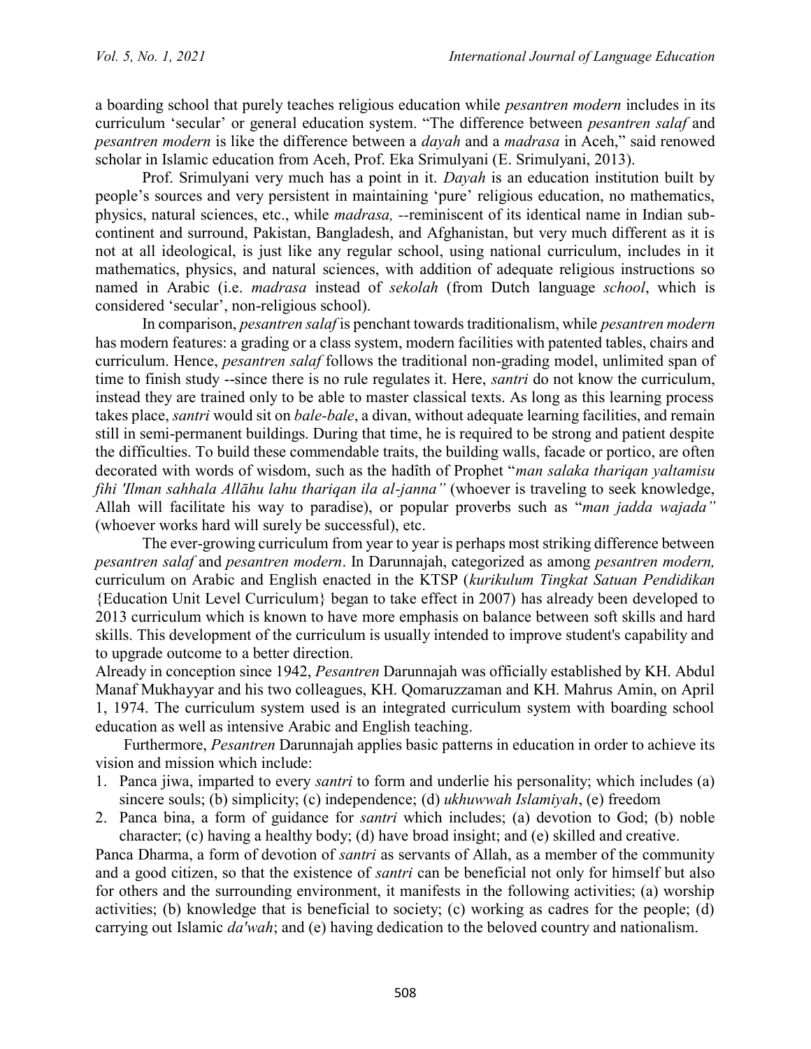a boarding school that purely teaches religious education while *pesantren modern* includes in its curriculum 'secular' or general education system. "The difference between *pesantren salaf* and *pesantren modern* is like the difference between a *dayah* and a *madrasa* in Aceh," said renowed scholar in Islamic education from Aceh, Prof. Eka Srimulyani (E. Srimulyani, 2013).

Prof. Srimulyani very much has a point in it. *Dayah* is an education institution built by people's sources and very persistent in maintaining 'pure' religious education, no mathematics, physics, natural sciences, etc., while *madrasa, --*reminiscent of its identical name in Indian sub-continent and surround, Pakistan, Bangladesh, and Afghanistan, but very much different as it is not at all ideological, is just like any regular school, using national curriculum, includes in it mathematics, physics, and natural sciences, with addition of adequate religious instructions so named in Arabic (i.e. *madrasa* instead of *sekolah* (from Dutch language *school*, which is considered 'secular', non-religious school).

In comparison, *pesantren salaf* is penchant towards traditionalism, while *pesantren modern* has modern features: a grading or a class system, modern facilities with patented tables, chairs and curriculum. Hence, *pesantren salaf* follows the traditional non-grading model, unlimited span of time to finish study --since there is no rule regulates it. Here, *santri* do not know the curriculum, instead they are trained only to be able to master classical texts. As long as this learning process takes place, *santri* would sit on *bale-bale*, a divan, without adequate learning facilities, and remain still in semi-permanent buildings. During that time, he is required to be strong and patient despite the difficulties. To build these commendable traits, the building walls, facade or portico, are often decorated with words of wisdom, such as the hadîth of Prophet "*man salaka thariqan yaltamisu fihi 'Ilman sahhala Allāhu lahu thariqan ila al-janna"* (whoever is traveling to seek knowledge, Allah will facilitate his way to paradise), or popular proverbs such as "*man jadda wajada"* (whoever works hard will surely be successful), etc.

The ever-growing curriculum from year to year is perhaps most striking difference between *pesantren salaf* and *pesantren modern*. In Darunnajah, categorized as among *pesantren modern,* curriculum on Arabic and English enacted in the KTSP (*kurikulum Tingkat Satuan Pendidikan* {Education Unit Level Curriculum} began to take effect in 2007) has already been developed to 2013 curriculum which is known to have more emphasis on balance between soft skills and hard skills. This development of the curriculum is usually intended to improve student's capability and to upgrade outcome to a better direction.

Already in conception since 1942, *Pesantren* Darunnajah was officially established by KH. Abdul Manaf Mukhayyar and his two colleagues, KH. Qomaruzzaman and KH. Mahrus Amin, on April 1, 1974. The curriculum system used is an integrated curriculum system with boarding school education as well as intensive Arabic and English teaching.

Furthermore, *Pesantren* Darunnajah applies basic patterns in education in order to achieve its vision and mission which include:

1. Panca jiwa, imparted to every *santri* to form and underlie his personality; which includes (a) sincere souls; (b) simplicity; (c) independence; (d) *ukhuwwah Islamiyah*, (e) freedom
2. Panca bina, a form of guidance for *santri* which includes; (a) devotion to God; (b) noble character; (c) having a healthy body; (d) have broad insight; and (e) skilled and creative.

Panca Dharma, a form of devotion of *santri* as servants of Allah, as a member of the community and a good citizen, so that the existence of *santri* can be beneficial not only for himself but also for others and the surrounding environment, it manifests in the following activities; (a) worship activities; (b) knowledge that is beneficial to society; (c) working as cadres for the people; (d) carrying out Islamic *da'wah*; and (e) having dedication to the beloved country and nationalism.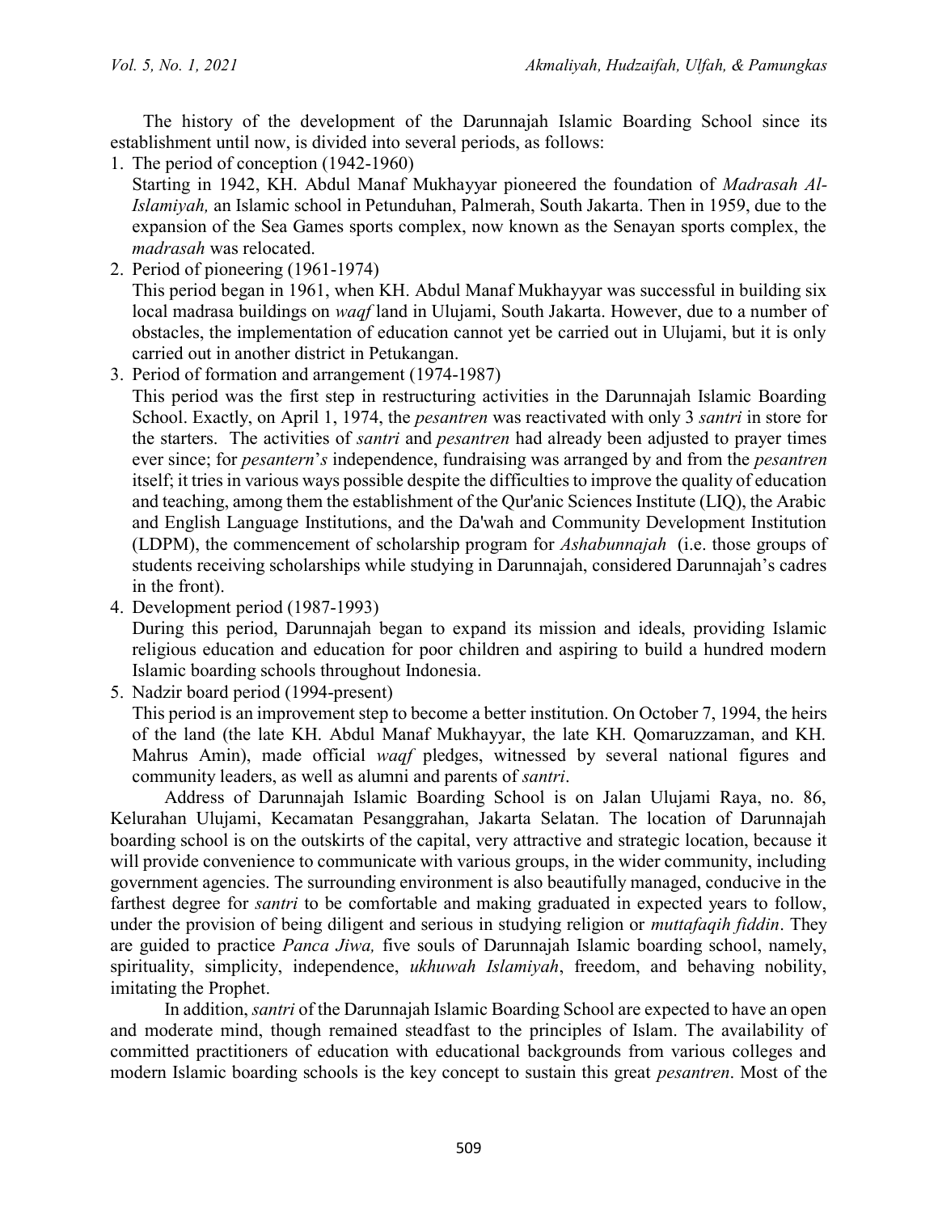The history of the development of the Darunnajah Islamic Boarding School since its establishment until now, is divided into several periods, as follows:

1. The period of conception (1942-1960)
   Starting in 1942, KH. Abdul Manaf Mukhayyar pioneered the foundation of *Madrasah Al-Islamiyah,* an Islamic school in Petunduhan, Palmerah, South Jakarta. Then in 1959, due to the expansion of the Sea Games sports complex, now known as the Senayan sports complex, the *madrasah* was relocated.
2. Period of pioneering (1961-1974)
   This period began in 1961, when KH. Abdul Manaf Mukhayyar was successful in building six local madrasa buildings on *waqf* land in Ulujami, South Jakarta. However, due to a number of obstacles, the implementation of education cannot yet be carried out in Ulujami, but it is only carried out in another district in Petukangan.
3. Period of formation and arrangement (1974-1987)
   This period was the first step in restructuring activities in the Darunnajah Islamic Boarding School. Exactly, on April 1, 1974, the *pesantren* was reactivated with only 3 *santri* in store for the starters. The activities of *santri* and *pesantren* had already been adjusted to prayer times ever since; for *pesantern*'*s* independence, fundraising was arranged by and from the *pesantren* itself; it tries in various ways possible despite the difficulties to improve the quality of education and teaching, among them the establishment of the Qur'anic Sciences Institute (LIQ), the Arabic and English Language Institutions, and the Da'wah and Community Development Institution (LDPM), the commencement of scholarship program for *Ashabunnajah* (i.e. those groups of students receiving scholarships while studying in Darunnajah, considered Darunnajah's cadres in the front).
4. Development period (1987-1993)
   During this period, Darunnajah began to expand its mission and ideals, providing Islamic religious education and education for poor children and aspiring to build a hundred modern Islamic boarding schools throughout Indonesia.
5. Nadzir board period (1994-present)
   This period is an improvement step to become a better institution. On October 7, 1994, the heirs of the land (the late KH. Abdul Manaf Mukhayyar, the late KH. Qomaruzzaman, and KH. Mahrus Amin), made official *waqf* pledges, witnessed by several national figures and community leaders, as well as alumni and parents of *santri*.

Address of Darunnajah Islamic Boarding School is on Jalan Ulujami Raya, no. 86, Kelurahan Ulujami, Kecamatan Pesanggrahan, Jakarta Selatan. The location of Darunnajah boarding school is on the outskirts of the capital, very attractive and strategic location, because it will provide convenience to communicate with various groups, in the wider community, including government agencies. The surrounding environment is also beautifully managed, conducive in the farthest degree for *santri* to be comfortable and making graduated in expected years to follow, under the provision of being diligent and serious in studying religion or *muttafaqih fiddin*. They are guided to practice *Panca Jiwa,* five souls of Darunnajah Islamic boarding school, namely, spirituality, simplicity, independence, *ukhuwah Islamiyah*, freedom, and behaving nobility, imitating the Prophet.

In addition, *santri* of the Darunnajah Islamic Boarding School are expected to have an open and moderate mind, though remained steadfast to the principles of Islam. The availability of committed practitioners of education with educational backgrounds from various colleges and modern Islamic boarding schools is the key concept to sustain this great *pesantren*. Most of the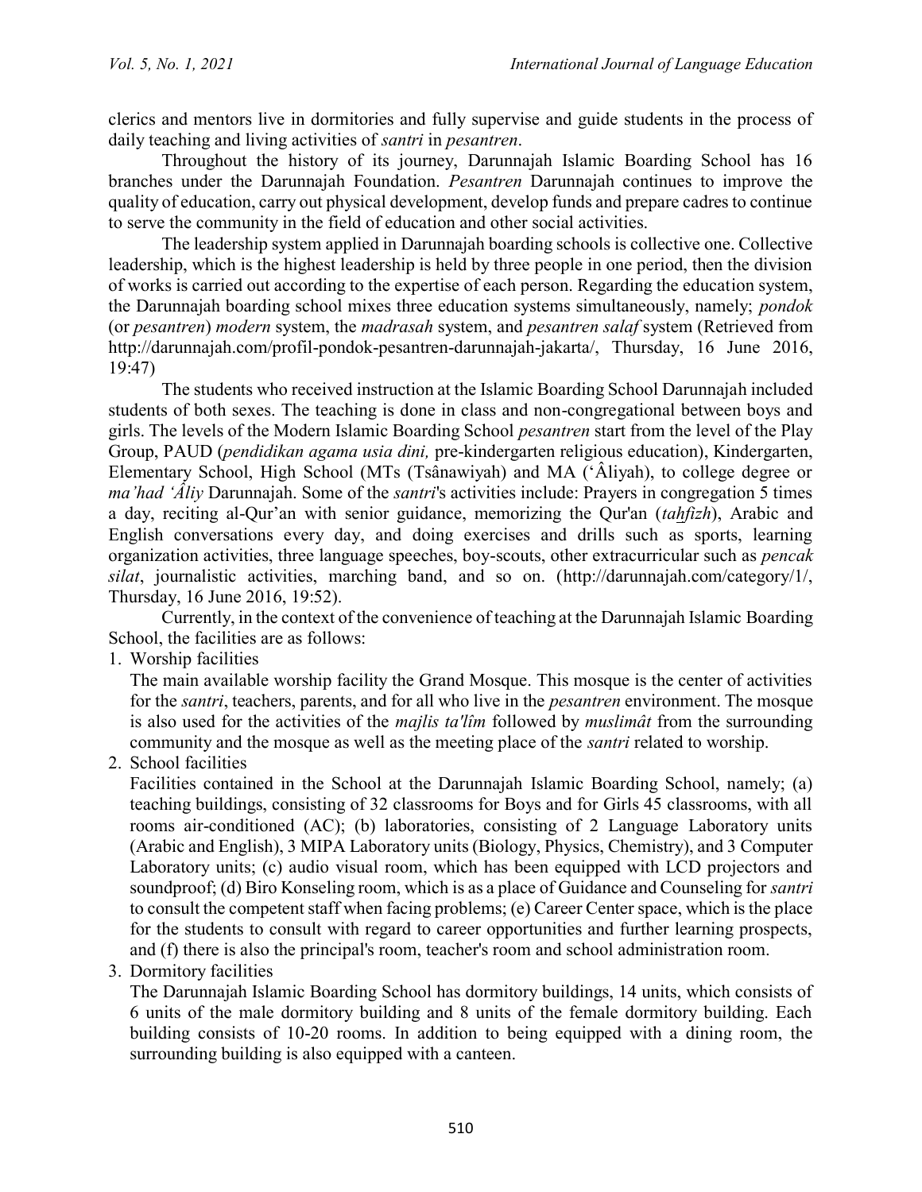clerics and mentors live in dormitories and fully supervise and guide students in the process of daily teaching and living activities of *santri* in *pesantren*.

Throughout the history of its journey, Darunnajah Islamic Boarding School has 16 branches under the Darunnajah Foundation. *Pesantren* Darunnajah continues to improve the quality of education, carry out physical development, develop funds and prepare cadres to continue to serve the community in the field of education and other social activities.

The leadership system applied in Darunnajah boarding schools is collective one. Collective leadership, which is the highest leadership is held by three people in one period, then the division of works is carried out according to the expertise of each person. Regarding the education system, the Darunnajah boarding school mixes three education systems simultaneously, namely; *pondok* (or *pesantren*) *modern* system, the *madrasah* system, and *pesantren salaf* system (Retrieved from http://darunnajah.com/profil-pondok-pesantren-darunnajah-jakarta/, Thursday, 16 June 2016, 19:47)

The students who received instruction at the Islamic Boarding School Darunnajah included students of both sexes. The teaching is done in class and non-congregational between boys and girls. The levels of the Modern Islamic Boarding School *pesantren* start from the level of the Play Group, PAUD (*pendidikan agama usia dini,* pre-kindergarten religious education), Kindergarten, Elementary School, High School (MTs (Tsânawiyah) and MA (ʻÂliyah), to college degree or *ma'had ʻÂliy* Darunnajah. Some of the *santri*'s activities include: Prayers in congregation 5 times a day, reciting al-Qur'an with senior guidance, memorizing the Qur'an (*taḥfizh*), Arabic and English conversations every day, and doing exercises and drills such as sports, learning organization activities, three language speeches, boy-scouts, other extracurricular such as *pencak silat*, journalistic activities, marching band, and so on. (http://darunnajah.com/category/1/, Thursday, 16 June 2016, 19:52).

Currently, in the context of the convenience of teaching at the Darunnajah Islamic Boarding School, the facilities are as follows:

1. Worship facilities

   The main available worship facility the Grand Mosque. This mosque is the center of activities for the *santri*, teachers, parents, and for all who live in the *pesantren* environment. The mosque is also used for the activities of the *majlis ta'lîm* followed by *muslimât* from the surrounding community and the mosque as well as the meeting place of the *santri* related to worship.

2. School facilities

   Facilities contained in the School at the Darunnajah Islamic Boarding School, namely; (a) teaching buildings, consisting of 32 classrooms for Boys and for Girls 45 classrooms, with all rooms air-conditioned (AC); (b) laboratories, consisting of 2 Language Laboratory units (Arabic and English), 3 MIPA Laboratory units (Biology, Physics, Chemistry), and 3 Computer Laboratory units; (c) audio visual room, which has been equipped with LCD projectors and soundproof; (d) Biro Konseling room, which is as a place of Guidance and Counseling for *santri* to consult the competent staff when facing problems; (e) Career Center space, which is the place for the students to consult with regard to career opportunities and further learning prospects, and (f) there is also the principal's room, teacher's room and school administration room.

3. Dormitory facilities

   The Darunnajah Islamic Boarding School has dormitory buildings, 14 units, which consists of 6 units of the male dormitory building and 8 units of the female dormitory building. Each building consists of 10-20 rooms. In addition to being equipped with a dining room, the surrounding building is also equipped with a canteen.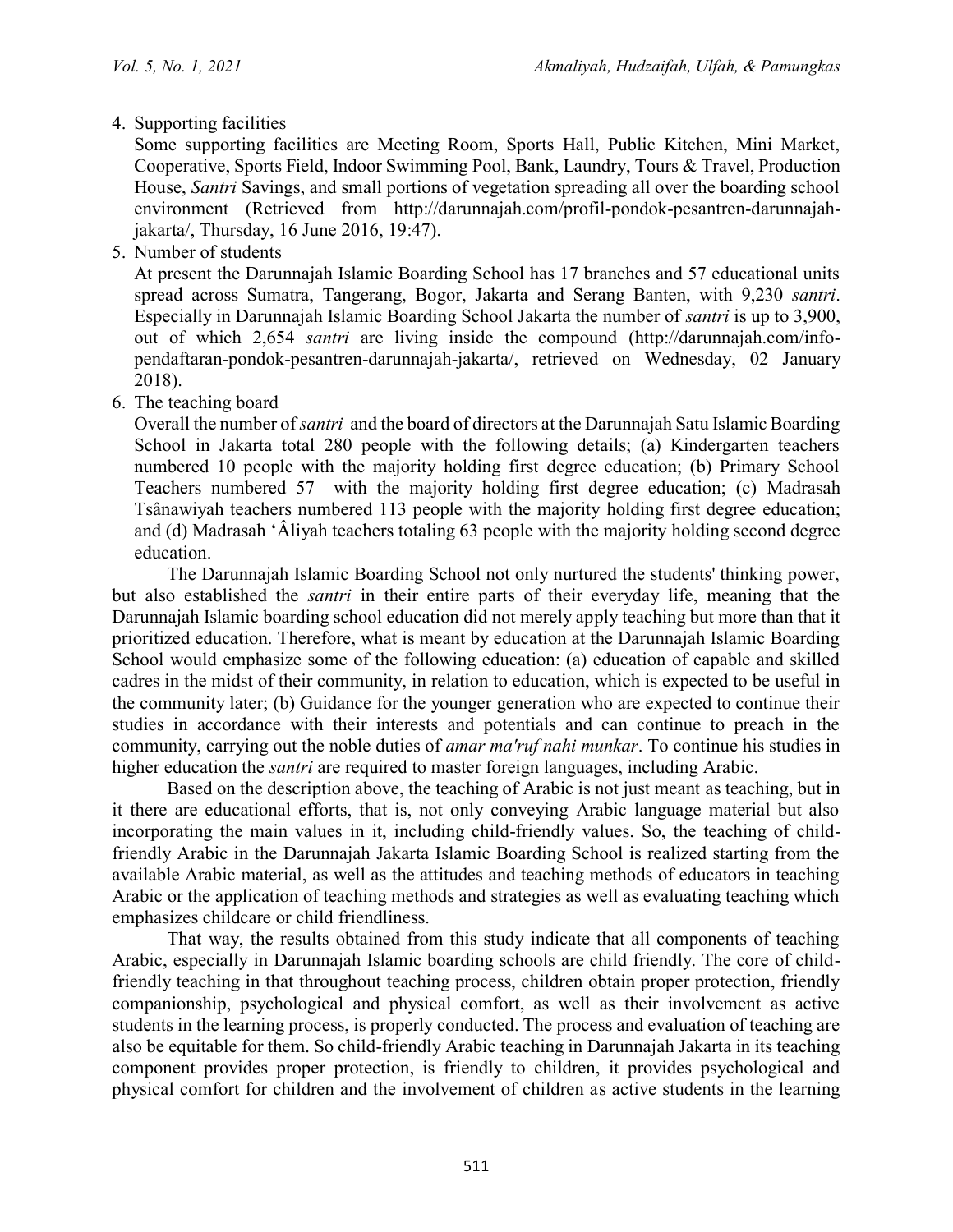4. Supporting facilities

   Some supporting facilities are Meeting Room, Sports Hall, Public Kitchen, Mini Market, Cooperative, Sports Field, Indoor Swimming Pool, Bank, Laundry, Tours & Travel, Production House, *Santri* Savings, and small portions of vegetation spreading all over the boarding school environment (Retrieved from http://darunnajah.com/profil-pondok-pesantren-darunnajah-jakarta/, Thursday, 16 June 2016, 19:47).

5. Number of students

   At present the Darunnajah Islamic Boarding School has 17 branches and 57 educational units spread across Sumatra, Tangerang, Bogor, Jakarta and Serang Banten, with 9,230 *santri*. Especially in Darunnajah Islamic Boarding School Jakarta the number of *santri* is up to 3,900, out of which 2,654 *santri* are living inside the compound (http://darunnajah.com/info-pendaftaran-pondok-pesantren-darunnajah-jakarta/, retrieved on Wednesday, 02 January 2018).

6. The teaching board

   Overall the number of *santri* and the board of directors at the Darunnajah Satu Islamic Boarding School in Jakarta total 280 people with the following details; (a) Kindergarten teachers numbered 10 people with the majority holding first degree education; (b) Primary School Teachers numbered 57 with the majority holding first degree education; (c) Madrasah Tsânawiyah teachers numbered 113 people with the majority holding first degree education; and (d) Madrasah 'Âliyah teachers totaling 63 people with the majority holding second degree education.

The Darunnajah Islamic Boarding School not only nurtured the students' thinking power, but also established the *santri* in their entire parts of their everyday life, meaning that the Darunnajah Islamic boarding school education did not merely apply teaching but more than that it prioritized education. Therefore, what is meant by education at the Darunnajah Islamic Boarding School would emphasize some of the following education: (a) education of capable and skilled cadres in the midst of their community, in relation to education, which is expected to be useful in the community later; (b) Guidance for the younger generation who are expected to continue their studies in accordance with their interests and potentials and can continue to preach in the community, carrying out the noble duties of *amar ma'ruf nahi munkar*. To continue his studies in higher education the *santri* are required to master foreign languages, including Arabic.

Based on the description above, the teaching of Arabic is not just meant as teaching, but in it there are educational efforts, that is, not only conveying Arabic language material but also incorporating the main values in it, including child-friendly values. So, the teaching of child-friendly Arabic in the Darunnajah Jakarta Islamic Boarding School is realized starting from the available Arabic material, as well as the attitudes and teaching methods of educators in teaching Arabic or the application of teaching methods and strategies as well as evaluating teaching which emphasizes childcare or child friendliness.

That way, the results obtained from this study indicate that all components of teaching Arabic, especially in Darunnajah Islamic boarding schools are child friendly. The core of child-friendly teaching in that throughout teaching process, children obtain proper protection, friendly companionship, psychological and physical comfort, as well as their involvement as active students in the learning process, is properly conducted. The process and evaluation of teaching are also be equitable for them. So child-friendly Arabic teaching in Darunnajah Jakarta in its teaching component provides proper protection, is friendly to children, it provides psychological and physical comfort for children and the involvement of children as active students in the learning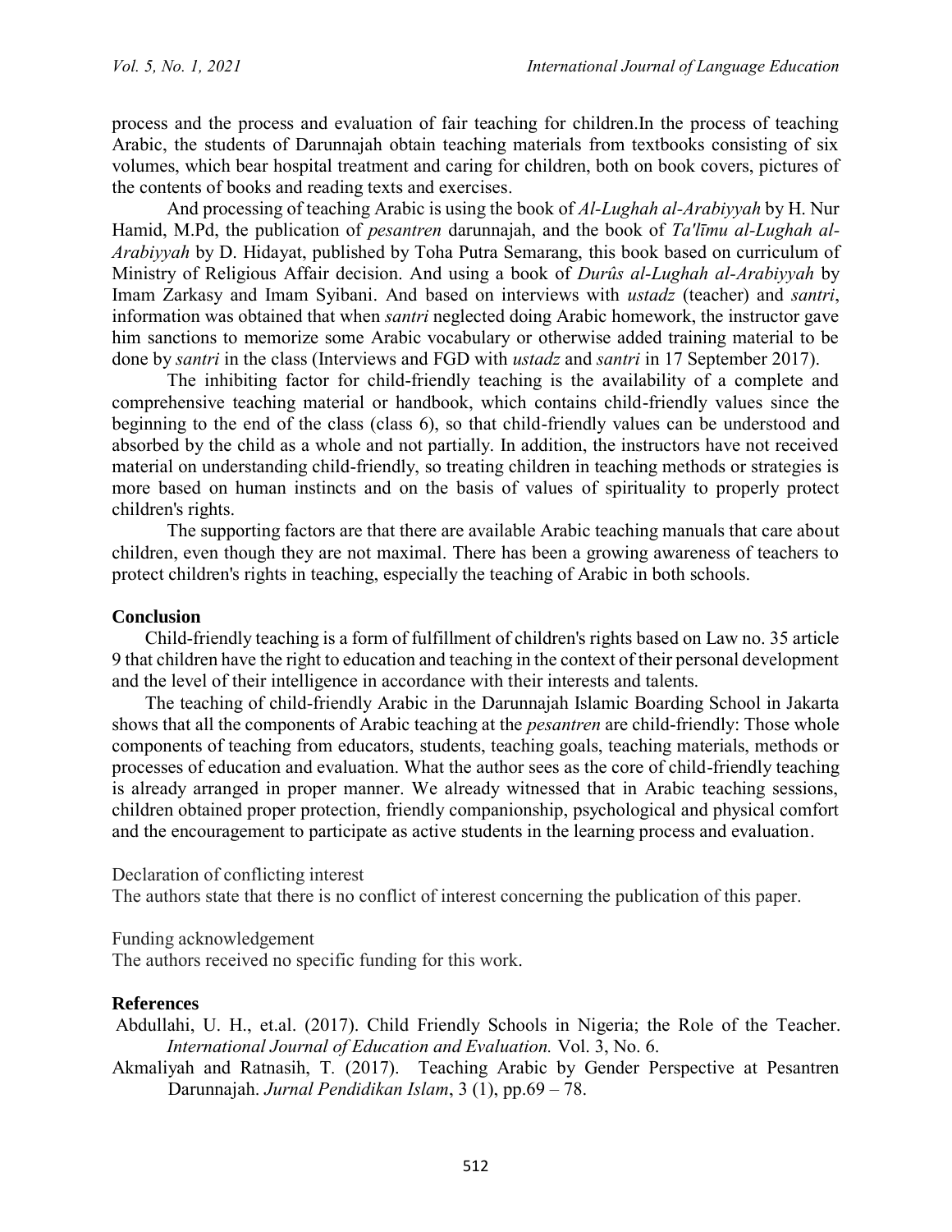process and the process and evaluation of fair teaching for children.In the process of teaching Arabic, the students of Darunnajah obtain teaching materials from textbooks consisting of six volumes, which bear hospital treatment and caring for children, both on book covers, pictures of the contents of books and reading texts and exercises.

And processing of teaching Arabic is using the book of *Al-Lughah al-Arabiyyah* by H. Nur Hamid, M.Pd, the publication of *pesantren* darunnajah, and the book of *Ta'līmu al-Lughah al-Arabiyyah* by D. Hidayat, published by Toha Putra Semarang, this book based on curriculum of Ministry of Religious Affair decision. And using a book of *Durûs al-Lughah al-Arabiyyah* by Imam Zarkasy and Imam Syibani. And based on interviews with *ustadz* (teacher) and *santri*, information was obtained that when *santri* neglected doing Arabic homework, the instructor gave him sanctions to memorize some Arabic vocabulary or otherwise added training material to be done by *santri* in the class (Interviews and FGD with *ustadz* and *santri* in 17 September 2017).

The inhibiting factor for child-friendly teaching is the availability of a complete and comprehensive teaching material or handbook, which contains child-friendly values since the beginning to the end of the class (class 6), so that child-friendly values can be understood and absorbed by the child as a whole and not partially. In addition, the instructors have not received material on understanding child-friendly, so treating children in teaching methods or strategies is more based on human instincts and on the basis of values of spirituality to properly protect children's rights.

The supporting factors are that there are available Arabic teaching manuals that care about children, even though they are not maximal. There has been a growing awareness of teachers to protect children's rights in teaching, especially the teaching of Arabic in both schools.

## Conclusion

Child-friendly teaching is a form of fulfillment of children's rights based on Law no. 35 article 9 that children have the right to education and teaching in the context of their personal development and the level of their intelligence in accordance with their interests and talents.

The teaching of child-friendly Arabic in the Darunnajah Islamic Boarding School in Jakarta shows that all the components of Arabic teaching at the *pesantren* are child-friendly: Those whole components of teaching from educators, students, teaching goals, teaching materials, methods or processes of education and evaluation. What the author sees as the core of child-friendly teaching is already arranged in proper manner. We already witnessed that in Arabic teaching sessions, children obtained proper protection, friendly companionship, psychological and physical comfort and the encouragement to participate as active students in the learning process and evaluation.

Declaration of conflicting interest

The authors state that there is no conflict of interest concerning the publication of this paper.

Funding acknowledgement

The authors received no specific funding for this work.

## References

Abdullahi, U. H., et.al. (2017). Child Friendly Schools in Nigeria; the Role of the Teacher. *International Journal of Education and Evaluation.* Vol. 3, No. 6.

Akmaliyah and Ratnasih, T. (2017). Teaching Arabic by Gender Perspective at Pesantren Darunnajah. *Jurnal Pendidikan Islam*, 3 (1), pp.69 – 78.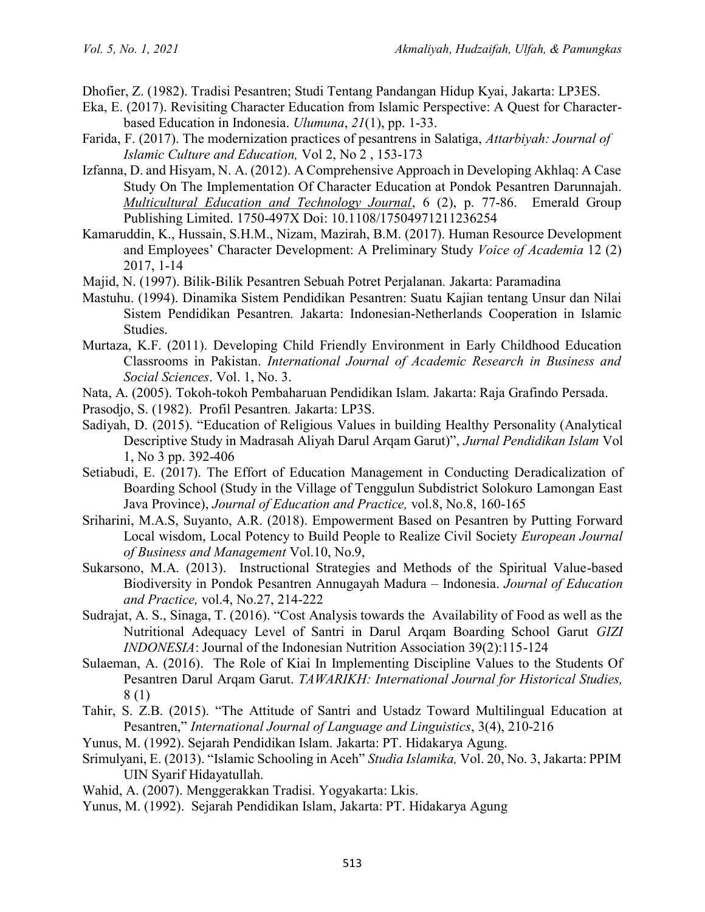Dhofier, Z. (1982). Tradisi Pesantren; Studi Tentang Pandangan Hidup Kyai, Jakarta: LP3ES.

Eka, E. (2017). Revisiting Character Education from Islamic Perspective: A Quest for Character-based Education in Indonesia. *Ulumuna*, *21*(1), pp. 1-33.

Farida, F. (2017). The modernization practices of pesantrens in Salatiga, *Attarbiyah: Journal of Islamic Culture and Education,* Vol 2, No 2 , 153-173

Izfanna, D. and Hisyam, N. A. (2012). A Comprehensive Approach in Developing Akhlaq: A Case Study On The Implementation Of Character Education at Pondok Pesantren Darunnajah. *Multicultural Education and Technology Journal*, 6 (2), p. 77-86. Emerald Group Publishing Limited. 1750-497X Doi: 10.1108/17504971211236254

Kamaruddin, K., Hussain, S.H.M., Nizam, Mazirah, B.M. (2017). Human Resource Development and Employees' Character Development: A Preliminary Study *Voice of Academia* 12 (2) 2017, 1-14

Majid, N. (1997). Bilik-Bilik Pesantren Sebuah Potret Perjalanan. Jakarta: Paramadina

Mastuhu. (1994). Dinamika Sistem Pendidikan Pesantren: Suatu Kajian tentang Unsur dan Nilai Sistem Pendidikan Pesantren. Jakarta: Indonesian-Netherlands Cooperation in Islamic Studies.

Murtaza, K.F. (2011). Developing Child Friendly Environment in Early Childhood Education Classrooms in Pakistan. *International Journal of Academic Research in Business and Social Sciences*. Vol. 1, No. 3.

Nata, A. (2005). Tokoh-tokoh Pembaharuan Pendidikan Islam. Jakarta: Raja Grafindo Persada.

Prasodjo, S. (1982). Profil Pesantren. Jakarta: LP3S.

Sadiyah, D. (2015). "Education of Religious Values in building Healthy Personality (Analytical Descriptive Study in Madrasah Aliyah Darul Arqam Garut)", *Jurnal Pendidikan Islam* Vol 1, No 3 pp. 392-406

Setiabudi, E. (2017). The Effort of Education Management in Conducting Deradicalization of Boarding School (Study in the Village of Tenggulun Subdistrict Solokuro Lamongan East Java Province), *Journal of Education and Practice,* vol.8, No.8, 160-165

Sriharini, M.A.S, Suyanto, A.R. (2018). Empowerment Based on Pesantren by Putting Forward Local wisdom, Local Potency to Build People to Realize Civil Society *European Journal of Business and Management* Vol.10, No.9,

Sukarsono, M.A. (2013). Instructional Strategies and Methods of the Spiritual Value-based Biodiversity in Pondok Pesantren Annugayah Madura – Indonesia. *Journal of Education and Practice,* vol.4, No.27, 214-222

Sudrajat, A. S., Sinaga, T. (2016). "Cost Analysis towards the Availability of Food as well as the Nutritional Adequacy Level of Santri in Darul Arqam Boarding School Garut *GIZI INDONESIA*: Journal of the Indonesian Nutrition Association 39(2):115-124

Sulaeman, A. (2016). The Role of Kiai In Implementing Discipline Values to the Students Of Pesantren Darul Arqam Garut. *TAWARIKH: International Journal for Historical Studies,* 8 (1)

Tahir, S. Z.B. (2015). "The Attitude of Santri and Ustadz Toward Multilingual Education at Pesantren," *International Journal of Language and Linguistics*, 3(4), 210-216

Yunus, M. (1992). Sejarah Pendidikan Islam. Jakarta: PT. Hidakarya Agung.

Srimulyani, E. (2013). "Islamic Schooling in Aceh" *Studia Islamika,* Vol. 20, No. 3, Jakarta: PPIM UIN Syarif Hidayatullah.

Wahid, A. (2007). Menggerakkan Tradisi. Yogyakarta: Lkis.

Yunus, M. (1992). Sejarah Pendidikan Islam, Jakarta: PT. Hidakarya Agung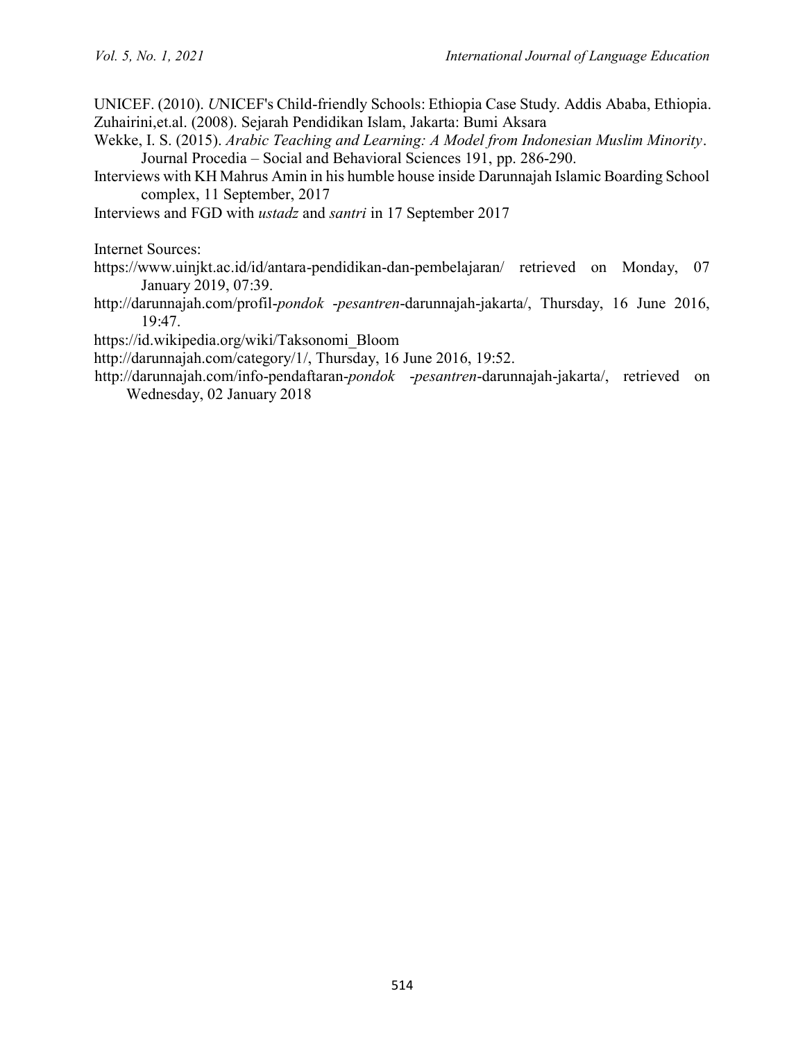UNICEF. (2010). *U*NICEF's Child-friendly Schools: Ethiopia Case Study. Addis Ababa, Ethiopia.

Zuhairini,et.al. (2008). Sejarah Pendidikan Islam, Jakarta: Bumi Aksara

Wekke, I. S. (2015). *Arabic Teaching and Learning: A Model from Indonesian Muslim Minority*. Journal Procedia – Social and Behavioral Sciences 191, pp. 286-290.

Interviews with KH Mahrus Amin in his humble house inside Darunnajah Islamic Boarding School complex, 11 September, 2017

Interviews and FGD with *ustadz* and *santri* in 17 September 2017

Internet Sources:

https://www.uinjkt.ac.id/id/antara-pendidikan-dan-pembelajaran/ retrieved on Monday, 07 January 2019, 07:39.

http://darunnajah.com/profil-*pondok* -*pesantren*-darunnajah-jakarta/, Thursday, 16 June 2016, 19:47.

https://id.wikipedia.org/wiki/Taksonomi_Bloom

http://darunnajah.com/category/1/, Thursday, 16 June 2016, 19:52.

http://darunnajah.com/info-pendaftaran-*pondok* -*pesantren*-darunnajah-jakarta/, retrieved on Wednesday, 02 January 2018